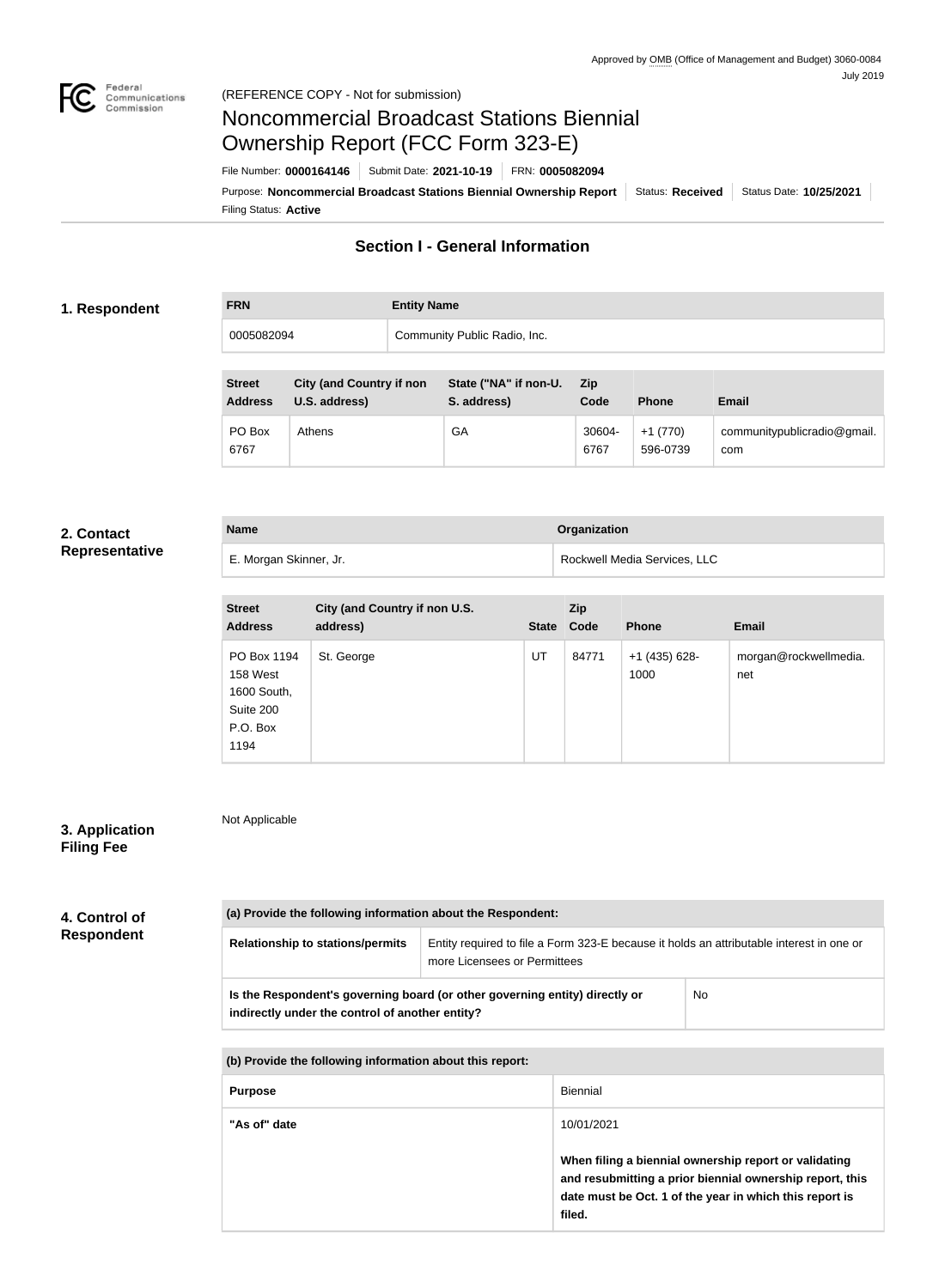Approved by OMB (Office of Management and Budget) 3060-0084
July 2019

(REFERENCE COPY - Not for submission)

# Noncommercial Broadcast Stations Biennial Ownership Report (FCC Form 323-E)

File Number: **0000164146** | Submit Date: **2021-10-19** | FRN: **0005082094**

Purpose: **Noncommercial Broadcast Stations Biennial Ownership Report** | Status: **Received** | Status Date: **10/25/2021**

Filing Status: **Active**

## Section I - General Information

### 1. Respondent

| FRN | Entity Name |
|---|---|
| 0005082094 | Community Public Radio, Inc. |

| Street Address | City (and Country if non U.S. address) | State ("NA" if non-U. S. address) | Zip Code | Phone | Email |
|---|---|---|---|---|---|
| PO Box 6767 | Athens | GA | 30604-6767 | +1 (770) 596-0739 | communitypublicradio@gmail.com |

### 2. Contact Representative

| Name | Organization |
|---|---|
| E. Morgan Skinner, Jr. | Rockwell Media Services, LLC |

| Street Address | City (and Country if non U.S. address) | State | Zip Code | Phone | Email |
|---|---|---|---|---|---|
| PO Box 1194 158 West 1600 South, Suite 200 P.O. Box 1194 | St. George | UT | 84771 | +1 (435) 628-1000 | morgan@rockwellmedia.net |

### 3. Application Filing Fee

Not Applicable

### 4. Control of Respondent

| (a) Provide the following information about the Respondent: | |
|---|---|
| **Relationship to stations/permits** | Entity required to file a Form 323-E because it holds an attributable interest in one or more Licensees or Permittees |
| **Is the Respondent's governing board (or other governing entity) directly or indirectly under the control of another entity?** | No |

| (b) Provide the following information about this report: | |
|---|---|
| **Purpose** | Biennial |
| **"As of" date** | 10/01/2021<br><br>**When filing a biennial ownership report or validating and resubmitting a prior biennial ownership report, this date must be Oct. 1 of the year in which this report is filed.** |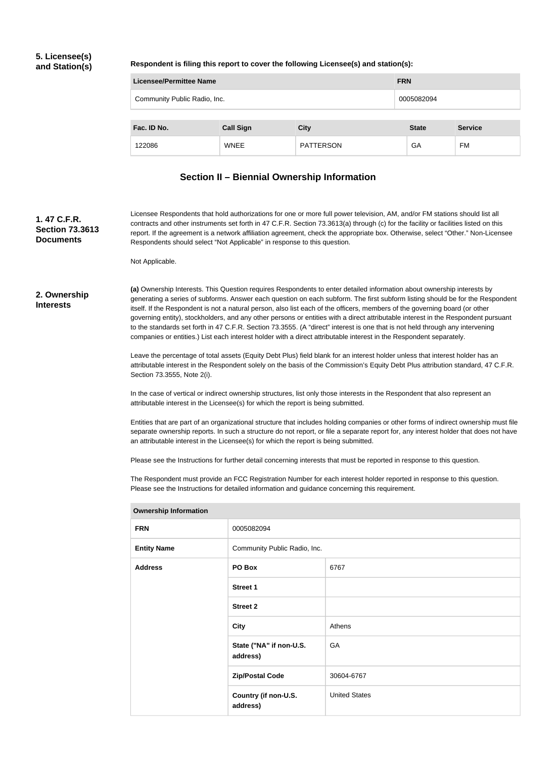## 5. Licensee(s) and Station(s)

**Respondent is filing this report to cover the following Licensee(s) and station(s):**

| Licensee/Permittee Name | FRN |
|---|---|
| Community Public Radio, Inc. | 0005082094 |

| Fac. ID No. | Call Sign | City | State | Service |
|---|---|---|---|---|
| 122086 | WNEE | PATTERSON | GA | FM |

## Section II – Biennial Ownership Information

### 1. 47 C.F.R. Section 73.3613 Documents

Licensee Respondents that hold authorizations for one or more full power television, AM, and/or FM stations should list all contracts and other instruments set forth in 47 C.F.R. Section 73.3613(a) through (c) for the facility or facilities listed on this report. If the agreement is a network affiliation agreement, check the appropriate box. Otherwise, select "Other." Non-Licensee Respondents should select "Not Applicable" in response to this question.

Not Applicable.

### 2. Ownership Interests

**(a)** Ownership Interests. This Question requires Respondents to enter detailed information about ownership interests by generating a series of subforms. Answer each question on each subform. The first subform listing should be for the Respondent itself. If the Respondent is not a natural person, also list each of the officers, members of the governing board (or other governing entity), stockholders, and any other persons or entities with a direct attributable interest in the Respondent pursuant to the standards set forth in 47 C.F.R. Section 73.3555. (A "direct" interest is one that is not held through any intervening companies or entities.) List each interest holder with a direct attributable interest in the Respondent separately.

Leave the percentage of total assets (Equity Debt Plus) field blank for an interest holder unless that interest holder has an attributable interest in the Respondent solely on the basis of the Commission's Equity Debt Plus attribution standard, 47 C.F.R. Section 73.3555, Note 2(i).

In the case of vertical or indirect ownership structures, list only those interests in the Respondent that also represent an attributable interest in the Licensee(s) for which the report is being submitted.

Entities that are part of an organizational structure that includes holding companies or other forms of indirect ownership must file separate ownership reports. In such a structure do not report, or file a separate report for, any interest holder that does not have an attributable interest in the Licensee(s) for which the report is being submitted.

Please see the Instructions for further detail concerning interests that must be reported in response to this question.

The Respondent must provide an FCC Registration Number for each interest holder reported in response to this question. Please see the Instructions for detailed information and guidance concerning this requirement.

| Ownership Information | | |
|---|---|---|
| **FRN** | 0005082094 | |
| **Entity Name** | Community Public Radio, Inc. | |
| **Address** | **PO Box** | 6767 |
| | **Street 1** | |
| | **Street 2** | |
| | **City** | Athens |
| | **State ("NA" if non-U.S. address)** | GA |
| | **Zip/Postal Code** | 30604-6767 |
| | **Country (if non-U.S. address)** | United States |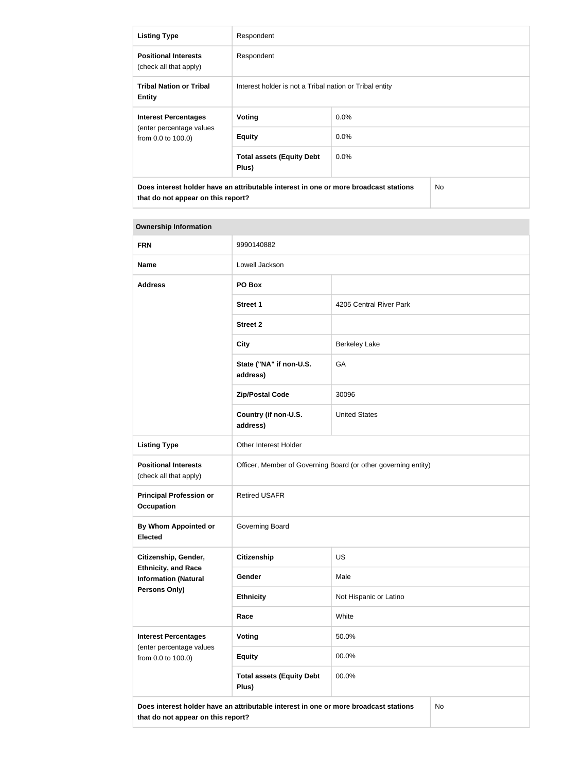| Listing Type | Respondent | |
|---|---|---|
| **Positional Interests** (check all that apply) | Respondent | |
| **Tribal Nation or Tribal Entity** | Interest holder is not a Tribal nation or Tribal entity | |
| **Interest Percentages** (enter percentage values from 0.0 to 100.0) | **Voting** | 0.0% |
| | **Equity** | 0.0% |
| | **Total assets (Equity Debt Plus)** | 0.0% |
| **Does interest holder have an attributable interest in one or more broadcast stations that do not appear on this report?** | | No |

| Ownership Information | | |
|---|---|---|
| **FRN** | 9990140882 | |
| **Name** | Lowell Jackson | |
| **Address** | **PO Box** | |
| | **Street 1** | 4205 Central River Park |
| | **Street 2** | |
| | **City** | Berkeley Lake |
| | **State ("NA" if non-U.S. address)** | GA |
| | **Zip/Postal Code** | 30096 |
| | **Country (if non-U.S. address)** | United States |
| **Listing Type** | Other Interest Holder | |
| **Positional Interests** (check all that apply) | Officer, Member of Governing Board (or other governing entity) | |
| **Principal Profession or Occupation** | Retired USAFR | |
| **By Whom Appointed or Elected** | Governing Board | |
| **Citizenship, Gender, Ethnicity, and Race Information (Natural Persons Only)** | **Citizenship** | US |
| | **Gender** | Male |
| | **Ethnicity** | Not Hispanic or Latino |
| | **Race** | White |
| **Interest Percentages** (enter percentage values from 0.0 to 100.0) | **Voting** | 50.0% |
| | **Equity** | 00.0% |
| | **Total assets (Equity Debt Plus)** | 00.0% |
| **Does interest holder have an attributable interest in one or more broadcast stations that do not appear on this report?** | | No |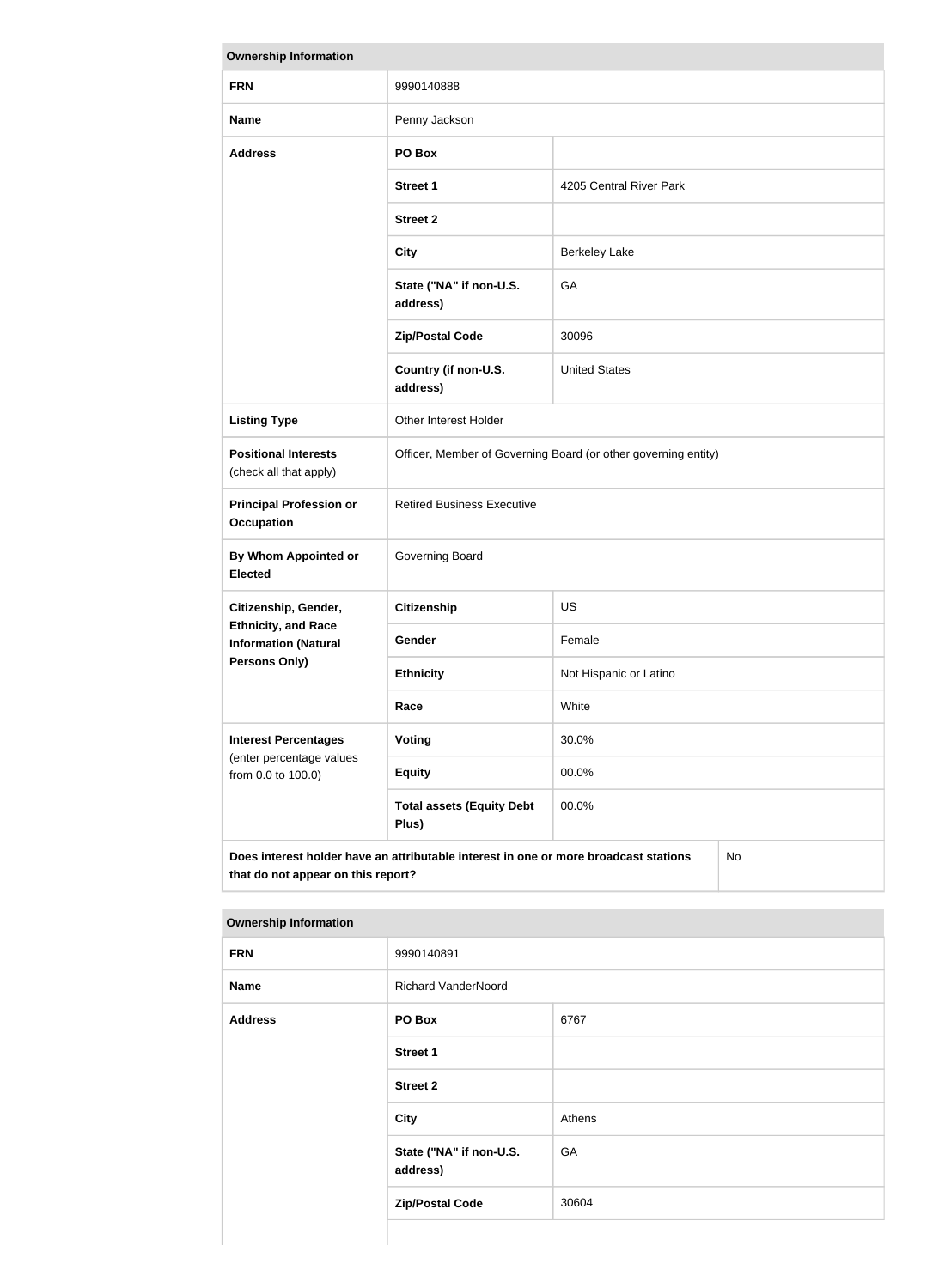| Ownership Information | | |
|---|---|---|
| **FRN** | 9990140888 | |
| **Name** | Penny Jackson | |
| **Address** | **PO Box** | |
| | **Street 1** | 4205 Central River Park |
| | **Street 2** | |
| | **City** | Berkeley Lake |
| | **State ("NA" if non-U.S. address)** | GA |
| | **Zip/Postal Code** | 30096 |
| | **Country (if non-U.S. address)** | United States |
| **Listing Type** | Other Interest Holder | |
| **Positional Interests** (check all that apply) | Officer, Member of Governing Board (or other governing entity) | |
| **Principal Profession or Occupation** | Retired Business Executive | |
| **By Whom Appointed or Elected** | Governing Board | |
| **Citizenship, Gender, Ethnicity, and Race Information (Natural Persons Only)** | **Citizenship** | US |
| | **Gender** | Female |
| | **Ethnicity** | Not Hispanic or Latino |
| | **Race** | White |
| **Interest Percentages** (enter percentage values from 0.0 to 100.0) | **Voting** | 30.0% |
| | **Equity** | 00.0% |
| | **Total assets (Equity Debt Plus)** | 00.0% |
| **Does interest holder have an attributable interest in one or more broadcast stations that do not appear on this report?** | | No |

| Ownership Information | | |
|---|---|---|
| **FRN** | 9990140891 | |
| **Name** | Richard VanderNoord | |
| **Address** | **PO Box** | 6767 |
| | **Street 1** | |
| | **Street 2** | |
| | **City** | Athens |
| | **State ("NA" if non-U.S. address)** | GA |
| | **Zip/Postal Code** | 30604 |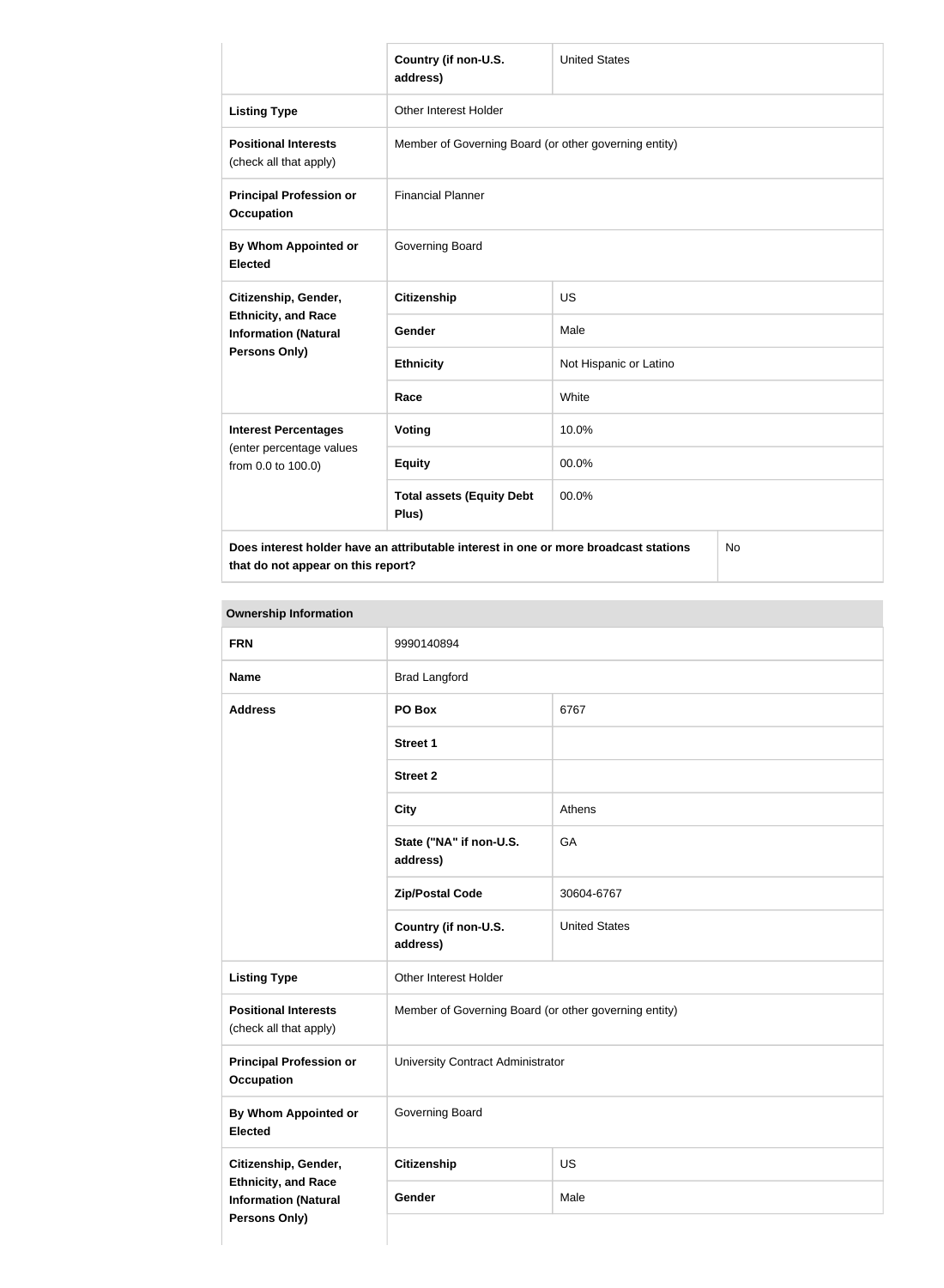| | Country (if non-U.S. address) | United States |
|---|---|---|
| **Listing Type** | Other Interest Holder | |
| **Positional Interests** (check all that apply) | Member of Governing Board (or other governing entity) | |
| **Principal Profession or Occupation** | Financial Planner | |
| **By Whom Appointed or Elected** | Governing Board | |
| **Citizenship, Gender, Ethnicity, and Race Information (Natural Persons Only)** | **Citizenship** | US |
| | **Gender** | Male |
| | **Ethnicity** | Not Hispanic or Latino |
| | **Race** | White |
| **Interest Percentages** (enter percentage values from 0.0 to 100.0) | **Voting** | 10.0% |
| | **Equity** | 00.0% |
| | **Total assets (Equity Debt Plus)** | 00.0% |
| **Does interest holder have an attributable interest in one or more broadcast stations that do not appear on this report?** | | No |

**Ownership Information**

| | | |
|---|---|---|
| **FRN** | 9990140894 | |
| **Name** | Brad Langford | |
| **Address** | **PO Box** | 6767 |
| | **Street 1** | |
| | **Street 2** | |
| | **City** | Athens |
| | **State ("NA" if non-U.S. address)** | GA |
| | **Zip/Postal Code** | 30604-6767 |
| | **Country (if non-U.S. address)** | United States |
| **Listing Type** | Other Interest Holder | |
| **Positional Interests** (check all that apply) | Member of Governing Board (or other governing entity) | |
| **Principal Profession or Occupation** | University Contract Administrator | |
| **By Whom Appointed or Elected** | Governing Board | |
| **Citizenship, Gender, Ethnicity, and Race Information (Natural Persons Only)** | **Citizenship** | US |
| | **Gender** | Male |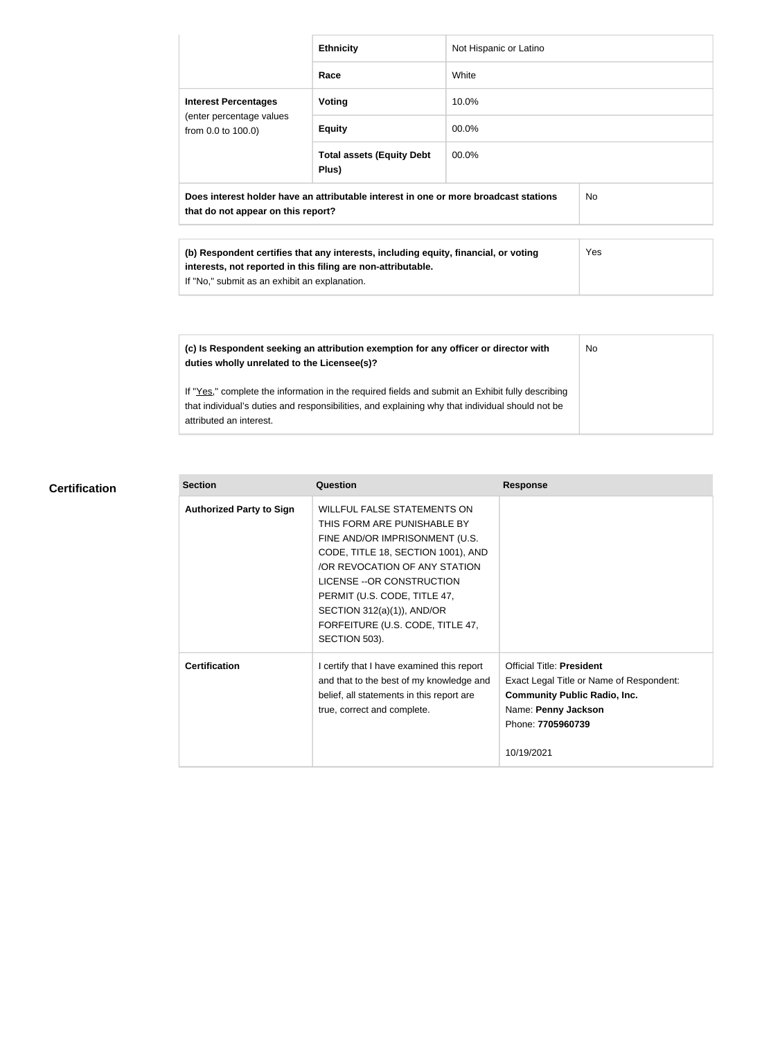| | | |
|---|---|---|
| | **Ethnicity** | Not Hispanic or Latino |
| | **Race** | White |
| **Interest Percentages** (enter percentage values from 0.0 to 100.0) | **Voting** | 10.0% |
| | **Equity** | 00.0% |
| | **Total assets (Equity Debt Plus)** | 00.0% |
| **Does interest holder have an attributable interest in one or more broadcast stations that do not appear on this report?** | | No |

| | |
|---|---|
| **(b) Respondent certifies that any interests, including equity, financial, or voting interests, not reported in this filing are non-attributable.** If "No," submit as an exhibit an explanation. | Yes |

| | |
|---|---|
| **(c) Is Respondent seeking an attribution exemption for any officer or director with duties wholly unrelated to the Licensee(s)?** If "Yes," complete the information in the required fields and submit an Exhibit fully describing that individual's duties and responsibilities, and explaining why that individual should not be attributed an interest. | No |

## Certification

| Section | Question | Response |
|---|---|---|
| **Authorized Party to Sign** | WILLFUL FALSE STATEMENTS ON THIS FORM ARE PUNISHABLE BY FINE AND/OR IMPRISONMENT (U.S. CODE, TITLE 18, SECTION 1001), AND /OR REVOCATION OF ANY STATION LICENSE --OR CONSTRUCTION PERMIT (U.S. CODE, TITLE 47, SECTION 312(a)(1)), AND/OR FORFEITURE (U.S. CODE, TITLE 47, SECTION 503). | |
| **Certification** | I certify that I have examined this report and that to the best of my knowledge and belief, all statements in this report are true, correct and complete. | Official Title: **President**<br>Exact Legal Title or Name of Respondent: **Community Public Radio, Inc.**<br>Name: **Penny Jackson**<br>Phone: **7705960739**<br><br>10/19/2021 |